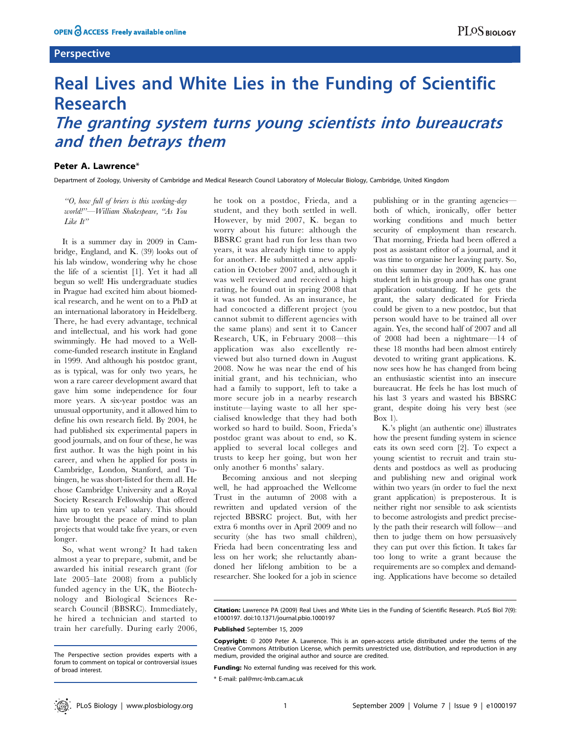**Perspective**

# Real Lives and White Lies in the Funding of Scientific Research

## *The granting system turns young scientists into bureaucrats and then betrays them*

**Peter A. Lawrence***

Department of Zoology, University of Cambridge and Medical Research Council Laboratory of Molecular Biology, Cambridge, United Kingdom

*"O, how full of briers is this working-day world!"—William Shakespeare, "As You Like It"*

It is a summer day in 2009 in Cambridge, England, and K. (39) looks out of his lab window, wondering why he chose the life of a scientist [1]. Yet it had all begun so well! His undergraduate studies in Prague had excited him about biomedical research, and he went on to a PhD at an international laboratory in Heidelberg. There, he had every advantage, technical and intellectual, and his work had gone swimmingly. He had moved to a Wellcome-funded research institute in England in 1999. And although his postdoc grant, as is typical, was for only two years, he won a rare career development award that gave him some independence for four more years. A six-year postdoc was an unusual opportunity, and it allowed him to define his own research field. By 2004, he had published six experimental papers in good journals, and on four of these, he was first author. It was the high point in his career, and when he applied for posts in Cambridge, London, Stanford, and Tubingen, he was short-listed for them all. He chose Cambridge University and a Royal Society Research Fellowship that offered him up to ten years' salary. This should have brought the peace of mind to plan projects that would take five years, or even longer.

So, what went wrong? It had taken almost a year to prepare, submit, and be awarded his initial research grant (for late 2005–late 2008) from a publicly funded agency in the UK, the Biotechnology and Biological Sciences Research Council (BBSRC). Immediately, he hired a technician and started to train her carefully. During early 2006, he took on a postdoc, Frieda, and a student, and they both settled in well. However, by mid 2007, K. began to worry about his future: although the BBSRC grant had run for less than two years, it was already high time to apply for another. He submitted a new application in October 2007 and, although it was well reviewed and received a high rating, he found out in spring 2008 that it was not funded. As an insurance, he had concocted a different project (you cannot submit to different agencies with the same plans) and sent it to Cancer Research, UK, in February 2008—this application was also excellently reviewed but also turned down in August 2008. Now he was near the end of his initial grant, and his technician, who had a family to support, left to take a more secure job in a nearby research institute—laying waste to all her specialised knowledge that they had both worked so hard to build. Soon, Frieda's postdoc grant was about to end, so K. applied to several local colleges and trusts to keep her going, but won her only another 6 months' salary.

Becoming anxious and not sleeping well, he had approached the Wellcome Trust in the autumn of 2008 with a rewritten and updated version of the rejected BBSRC project. But, with her extra 6 months over in April 2009 and no security (she has two small children), Frieda had been concentrating less and less on her work; she reluctantly abandoned her lifelong ambition to be a researcher. She looked for a job in science publishing or in the granting agencies—both of which, ironically, offer better working conditions and much better security of employment than research. That morning, Frieda had been offered a post as assistant editor of a journal, and it was time to organise her leaving party. So, on this summer day in 2009, K. has one student left in his group and has one grant application outstanding. If he gets the grant, the salary dedicated for Frieda could be given to a new postdoc, but that person would have to be trained all over again. Yes, the second half of 2007 and all of 2008 had been a nightmare—14 of these 18 months had been almost entirely devoted to writing grant applications. K. now sees how he has changed from being an enthusiastic scientist into an insecure bureaucrat. He feels he has lost much of his last 3 years and wasted his BBSRC grant, despite doing his very best (see Box 1).

K.'s plight (an authentic one) illustrates how the present funding system in science eats its own seed corn [2]. To expect a young scientist to recruit and train students and postdocs as well as producing and publishing new and original work within two years (in order to fuel the next grant application) is preposterous. It is neither right nor sensible to ask scientists to become astrologists and predict precisely the path their research will follow—and then to judge them on how persuasively they can put over this fiction. It takes far too long to write a grant because the requirements are so complex and demanding. Applications have become so detailed

---

**Citation:** Lawrence PA (2009) Real Lives and White Lies in the Funding of Scientific Research. PLoS Biol 7(9): e1000197. doi:10.1371/journal.pbio.1000197

**Published** September 15, 2009

**Copyright:** © 2009 Peter A. Lawrence. This is an open-access article distributed under the terms of the Creative Commons Attribution License, which permits unrestricted use, distribution, and reproduction in any medium, provided the original author and source are credited.

**Funding:** No external funding was received for this work.

\* E-mail: pal@mrc-lmb.cam.ac.uk

The Perspective section provides experts with a forum to comment on topical or controversial issues of broad interest.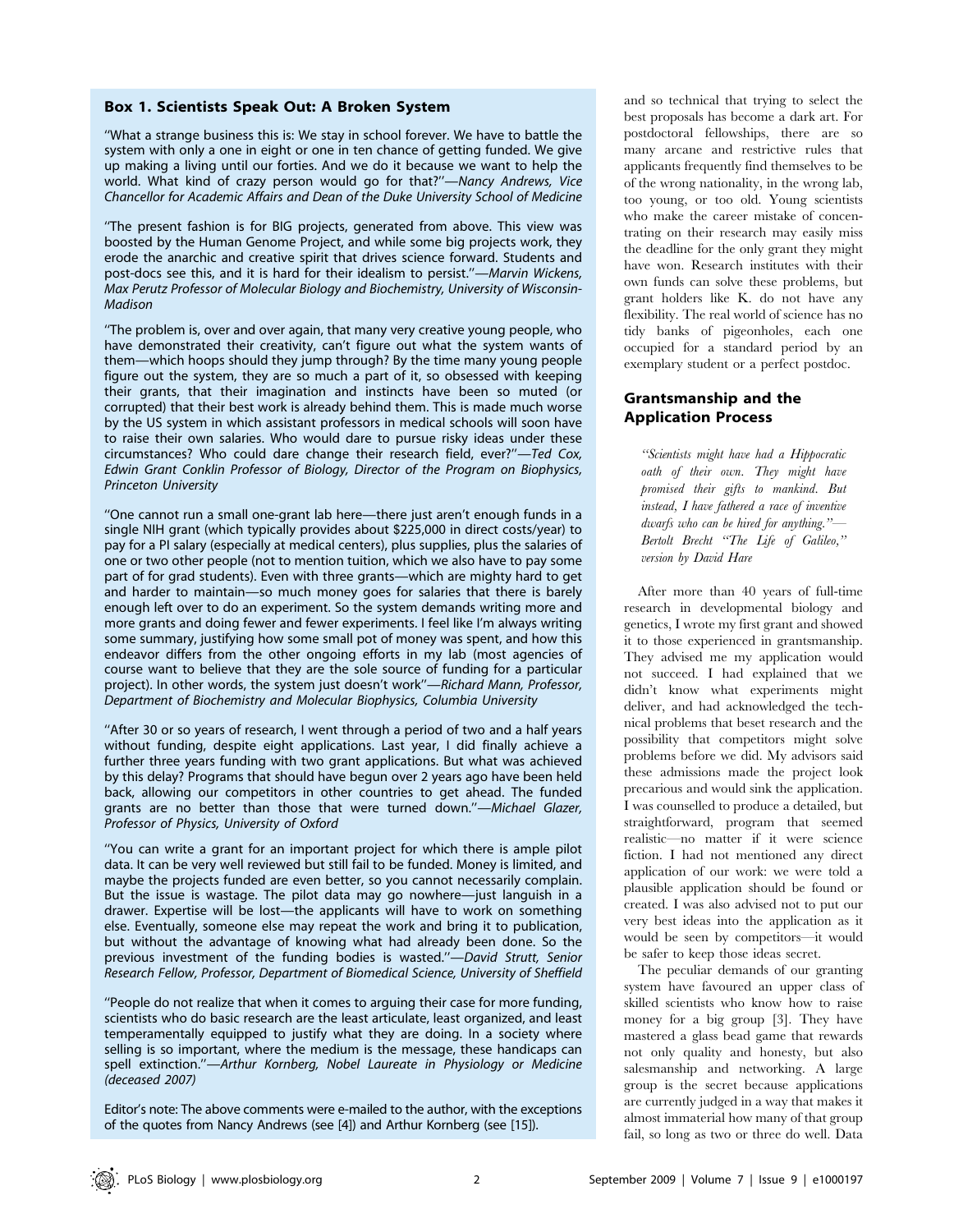### Box 1. Scientists Speak Out: A Broken System

''What a strange business this is: We stay in school forever. We have to battle the system with only a one in eight or one in ten chance of getting funded. We give up making a living until our forties. And we do it because we want to help the world. What kind of crazy person would go for that?''—*Nancy Andrews, Vice Chancellor for Academic Affairs and Dean of the Duke University School of Medicine*

''The present fashion is for BIG projects, generated from above. This view was boosted by the Human Genome Project, and while some big projects work, they erode the anarchic and creative spirit that drives science forward. Students and post-docs see this, and it is hard for their idealism to persist.''—*Marvin Wickens, Max Perutz Professor of Molecular Biology and Biochemistry, University of Wisconsin-Madison*

''The problem is, over and over again, that many very creative young people, who have demonstrated their creativity, can't figure out what the system wants of them—which hoops should they jump through? By the time many young people figure out the system, they are so much a part of it, so obsessed with keeping their grants, that their imagination and instincts have been so muted (or corrupted) that their best work is already behind them. This is made much worse by the US system in which assistant professors in medical schools will soon have to raise their own salaries. Who would dare to pursue risky ideas under these circumstances? Who could dare change their research field, ever?''—*Ted Cox, Edwin Grant Conklin Professor of Biology, Director of the Program on Biophysics, Princeton University*

''One cannot run a small one-grant lab here—there just aren't enough funds in a single NIH grant (which typically provides about $225,000 in direct costs/year) to pay for a PI salary (especially at medical centers), plus supplies, plus the salaries of one or two other people (not to mention tuition, which we also have to pay some part of for grad students). Even with three grants—which are mighty hard to get and harder to maintain—so much money goes for salaries that there is barely enough left over to do an experiment. So the system demands writing more and more grants and doing fewer and fewer experiments. I feel like I'm always writing some summary, justifying how some small pot of money was spent, and how this endeavor differs from the other ongoing efforts in my lab (most agencies of course want to believe that they are the sole source of funding for a particular project). In other words, the system just doesn't work''—*Richard Mann, Professor, Department of Biochemistry and Molecular Biophysics, Columbia University*

''After 30 or so years of research, I went through a period of two and a half years without funding, despite eight applications. Last year, I did finally achieve a further three years funding with two grant applications. But what was achieved by this delay? Programs that should have begun over 2 years ago have been held back, allowing our competitors in other countries to get ahead. The funded grants are no better than those that were turned down.''—*Michael Glazer, Professor of Physics, University of Oxford*

''You can write a grant for an important project for which there is ample pilot data. It can be very well reviewed but still fail to be funded. Money is limited, and maybe the projects funded are even better, so you cannot necessarily complain. But the issue is wastage. The pilot data may go nowhere—just languish in a drawer. Expertise will be lost—the applicants will have to work on something else. Eventually, someone else may repeat the work and bring it to publication, but without the advantage of knowing what had already been done. So the previous investment of the funding bodies is wasted.''—*David Strutt, Senior Research Fellow, Professor, Department of Biomedical Science, University of Sheffield*

''People do not realize that when it comes to arguing their case for more funding, scientists who do basic research are the least articulate, least organized, and least temperamentally equipped to justify what they are doing. In a society where selling is so important, where the medium is the message, these handicaps can spell extinction.''—*Arthur Kornberg, Nobel Laureate in Physiology or Medicine (deceased 2007)*

Editor's note: The above comments were e-mailed to the author, with the exceptions of the quotes from Nancy Andrews (see [4]) and Arthur Kornberg (see [15]).

and so technical that trying to select the best proposals has become a dark art. For postdoctoral fellowships, there are so many arcane and restrictive rules that applicants frequently find themselves to be of the wrong nationality, in the wrong lab, too young, or too old. Young scientists who make the career mistake of concentrating on their research may easily miss the deadline for the only grant they might have won. Research institutes with their own funds can solve these problems, but grant holders like K. do not have any flexibility. The real world of science has no tidy banks of pigeonholes, each one occupied for a standard period by an exemplary student or a perfect postdoc.

## Grantsmanship and the Application Process

> *''Scientists might have had a Hippocratic oath of their own. They might have promised their gifts to mankind. But instead, I have fathered a race of inventive dwarfs who can be hired for anything.''—Bertolt Brecht ''The Life of Galileo,'' version by David Hare*

After more than 40 years of full-time research in developmental biology and genetics, I wrote my first grant and showed it to those experienced in grantsmanship. They advised me my application would not succeed. I had explained that we didn't know what experiments might deliver, and had acknowledged the technical problems that beset research and the possibility that competitors might solve problems before we did. My advisors said these admissions made the project look precarious and would sink the application. I was counselled to produce a detailed, but straightforward, program that seemed realistic—no matter if it were science fiction. I had not mentioned any direct application of our work: we were told a plausible application should be found or created. I was also advised not to put our very best ideas into the application as it would be seen by competitors—it would be safer to keep those ideas secret.

The peculiar demands of our granting system have favoured an upper class of skilled scientists who know how to raise money for a big group [3]. They have mastered a glass bead game that rewards not only quality and honesty, but also salesmanship and networking. A large group is the secret because applications are currently judged in a way that makes it almost immaterial how many of that group fail, so long as two or three do well. Data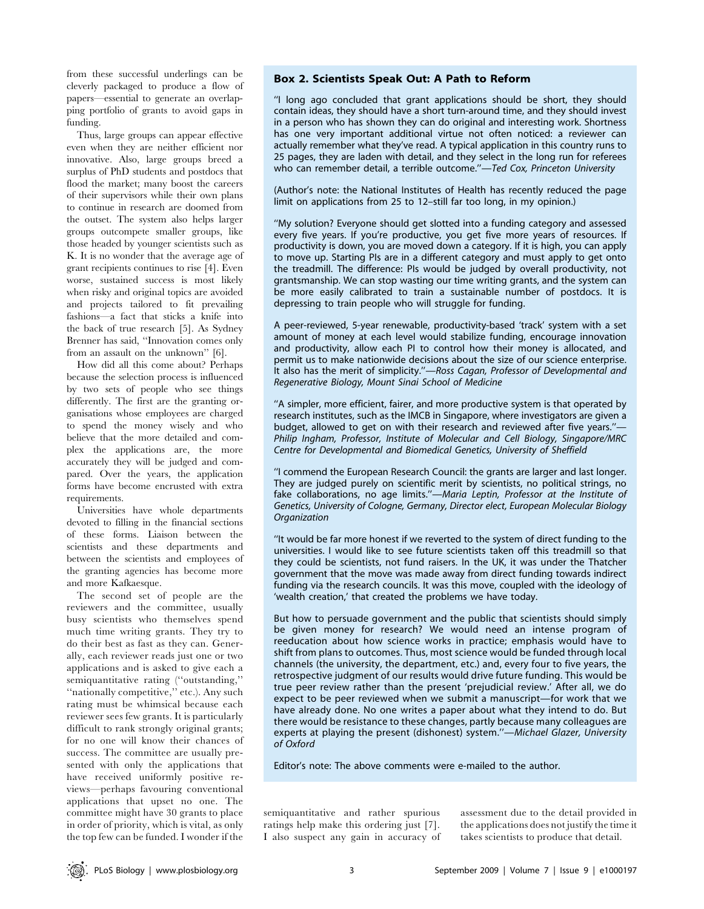from these successful underlings can be cleverly packaged to produce a flow of papers—essential to generate an overlapping portfolio of grants to avoid gaps in funding.

Thus, large groups can appear effective even when they are neither efficient nor innovative. Also, large groups breed a surplus of PhD students and postdocs that flood the market; many boost the careers of their supervisors while their own plans to continue in research are doomed from the outset. The system also helps larger groups outcompete smaller groups, like those headed by younger scientists such as K. It is no wonder that the average age of grant recipients continues to rise [4]. Even worse, sustained success is most likely when risky and original topics are avoided and projects tailored to fit prevailing fashions—a fact that sticks a knife into the back of true research [5]. As Sydney Brenner has said, "Innovation comes only from an assault on the unknown" [6].

How did all this come about? Perhaps because the selection process is influenced by two sets of people who see things differently. The first are the granting organisations whose employees are charged to spend the money wisely and who believe that the more detailed and complex the applications are, the more accurately they will be judged and compared. Over the years, the application forms have become encrusted with extra requirements.

Universities have whole departments devoted to filling in the financial sections of these forms. Liaison between the scientists and these departments and between the scientists and employees of the granting agencies has become more and more Kafkaesque.

The second set of people are the reviewers and the committee, usually busy scientists who themselves spend much time writing grants. They try to do their best as fast as they can. Generally, each reviewer reads just one or two applications and is asked to give each a semiquantitative rating ("outstanding," "nationally competitive," etc.). Any such rating must be whimsical because each reviewer sees few grants. It is particularly difficult to rank strongly original grants; for no one will know their chances of success. The committee are usually presented with only the applications that have received uniformly positive reviews—perhaps favouring conventional applications that upset no one. The committee might have 30 grants to place in order of priority, which is vital, as only the top few can be funded. I wonder if the semiquantitative and rather spurious ratings help make this ordering just [7]. I also suspect any gain in accuracy of assessment due to the detail provided in the applications does not justify the time it takes scientists to produce that detail.

### Box 2. Scientists Speak Out: A Path to Reform

"I long ago concluded that grant applications should be short, they should contain ideas, they should have a short turn-around time, and they should invest in a person who has shown they can do original and interesting work. Shortness has one very important additional virtue not often noticed: a reviewer can actually remember what they've read. A typical application in this country runs to 25 pages, they are laden with detail, and they select in the long run for referees who can remember detail, a terrible outcome."—*Ted Cox, Princeton University*

(Author's note: the National Institutes of Health has recently reduced the page limit on applications from 25 to 12–still far too long, in my opinion.)

"My solution? Everyone should get slotted into a funding category and assessed every five years. If you're productive, you get five more years of resources. If productivity is down, you are moved down a category. If it is high, you can apply to move up. Starting PIs are in a different category and must apply to get onto the treadmill. The difference: PIs would be judged by overall productivity, not grantsmanship. We can stop wasting our time writing grants, and the system can be more easily calibrated to train a sustainable number of postdocs. It is depressing to train people who will struggle for funding.

A peer-reviewed, 5-year renewable, productivity-based 'track' system with a set amount of money at each level would stabilize funding, encourage innovation and productivity, allow each PI to control how their money is allocated, and permit us to make nationwide decisions about the size of our science enterprise. It also has the merit of simplicity."—*Ross Cagan, Professor of Developmental and Regenerative Biology, Mount Sinai School of Medicine*

"A simpler, more efficient, fairer, and more productive system is that operated by research institutes, such as the IMCB in Singapore, where investigators are given a budget, allowed to get on with their research and reviewed after five years."—*Philip Ingham, Professor, Institute of Molecular and Cell Biology, Singapore/MRC Centre for Developmental and Biomedical Genetics, University of Sheffield*

"I commend the European Research Council: the grants are larger and last longer. They are judged purely on scientific merit by scientists, no political strings, no fake collaborations, no age limits."—*Maria Leptin, Professor at the Institute of Genetics, University of Cologne, Germany, Director elect, European Molecular Biology Organization*

"It would be far more honest if we reverted to the system of direct funding to the universities. I would like to see future scientists taken off this treadmill so that they could be scientists, not fund raisers. In the UK, it was under the Thatcher government that the move was made away from direct funding towards indirect funding via the research councils. It was this move, coupled with the ideology of 'wealth creation,' that created the problems we have today.

But how to persuade government and the public that scientists should simply be given money for research? We would need an intense program of reeducation about how science works in practice; emphasis would have to shift from plans to outcomes. Thus, most science would be funded through local channels (the university, the department, etc.) and, every four to five years, the retrospective judgment of our results would drive future funding. This would be true peer review rather than the present 'prejudicial review.' After all, we do expect to be peer reviewed when we submit a manuscript—for work that we have already done. No one writes a paper about what they intend to do. But there would be resistance to these changes, partly because many colleagues are experts at playing the present (dishonest) system."—*Michael Glazer, University of Oxford*

Editor's note: The above comments were e-mailed to the author.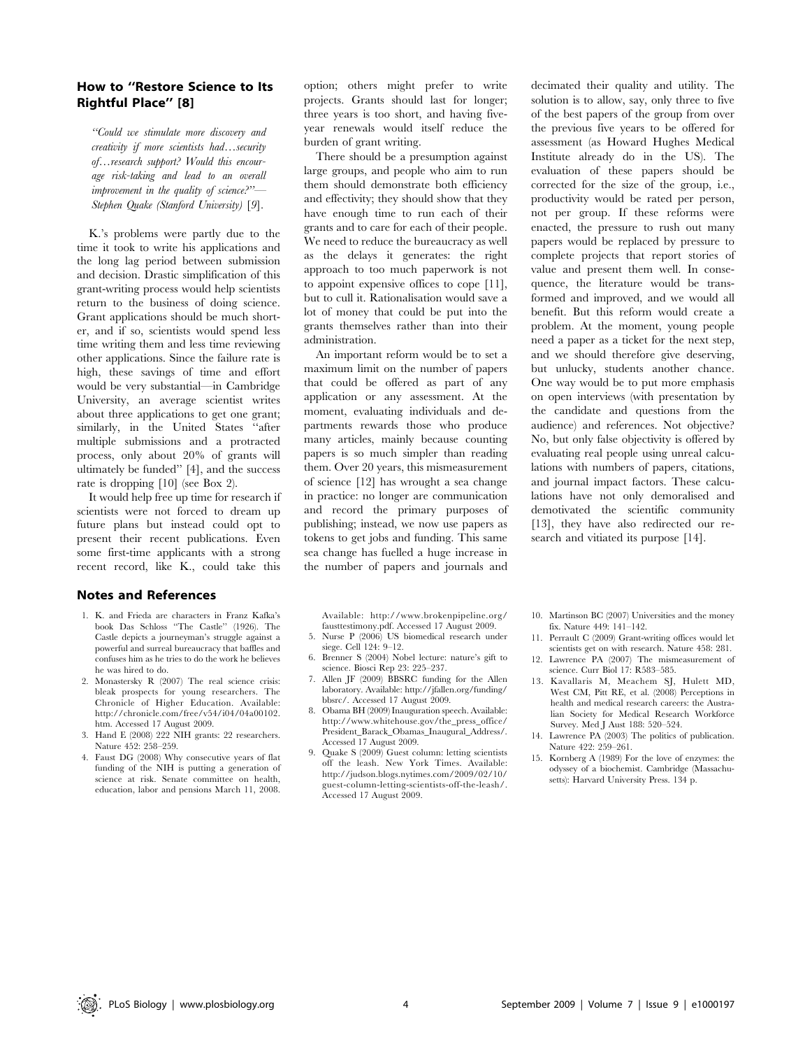## How to "Restore Science to Its Rightful Place" [8]

*"Could we stimulate more discovery and creativity if more scientists had…security of…research support? Would this encourage risk-taking and lead to an overall improvement in the quality of science?"— Stephen Quake (Stanford University)* [9].

K.'s problems were partly due to the time it took to write his applications and the long lag period between submission and decision. Drastic simplification of this grant-writing process would help scientists return to the business of doing science. Grant applications should be much shorter, and if so, scientists would spend less time writing them and less time reviewing other applications. Since the failure rate is high, these savings of time and effort would be very substantial—in Cambridge University, an average scientist writes about three applications to get one grant; similarly, in the United States "after multiple submissions and a protracted process, only about 20% of grants will ultimately be funded" [4], and the success rate is dropping [10] (see Box 2).

It would help free up time for research if scientists were not forced to dream up future plans but instead could opt to present their recent publications. Even some first-time applicants with a strong recent record, like K., could take this option; others might prefer to write projects. Grants should last for longer; three years is too short, and having five-year renewals would itself reduce the burden of grant writing.

There should be a presumption against large groups, and people who aim to run them should demonstrate both efficiency and effectivity; they should show that they have enough time to run each of their grants and to care for each of their people. We need to reduce the bureaucracy as well as the delays it generates: the right approach to too much paperwork is not to appoint expensive offices to cope [11], but to cull it. Rationalisation would save a lot of money that could be put into the grants themselves rather than into their administration.

An important reform would be to set a maximum limit on the number of papers that could be offered as part of any application or any assessment. At the moment, evaluating individuals and departments rewards those who produce many articles, mainly because counting papers is so much simpler than reading them. Over 20 years, this mismeasurement of science [12] has wrought a sea change in practice: no longer are communication and record the primary purposes of publishing; instead, we now use papers as tokens to get jobs and funding. This same sea change has fuelled a huge increase in the number of papers and journals and decimated their quality and utility. The solution is to allow, say, only three to five of the best papers of the group from over the previous five years to be offered for assessment (as Howard Hughes Medical Institute already do in the US). The evaluation of these papers should be corrected for the size of the group, i.e., productivity would be rated per person, not per group. If these reforms were enacted, the pressure to rush out many papers would be replaced by pressure to complete projects that report stories of value and present them well. In consequence, the literature would be transformed and improved, and we would all benefit. But this reform would create a problem. At the moment, young people need a paper as a ticket for the next step, and we should therefore give deserving, but unlucky, students another chance. One way would be to put more emphasis on open interviews (with presentation by the candidate and questions from the audience) and references. Not objective? No, but only false objectivity is offered by evaluating real people using unreal calculations with numbers of papers, citations, and journal impact factors. These calculations have not only demoralised and demotivated the scientific community [13], they have also redirected our research and vitiated its purpose [14].

## Notes and References

1. K. and Frieda are characters in Franz Kafka's book Das Schloss "The Castle" (1926). The Castle depicts a journeyman's struggle against a powerful and surreal bureaucracy that baffles and confuses him as he tries to do the work he believes he was hired to do.
2. Monastersky R (2007) The real science crisis: bleak prospects for young researchers. The Chronicle of Higher Education. Available: http://chronicle.com/free/v54/i04/04a00102.htm. Accessed 17 August 2009.
3. Hand E (2008) 222 NIH grants: 22 researchers. Nature 452: 258–259.
4. Faust DG (2008) Why consecutive years of flat funding of the NIH is putting a generation of science at risk. Senate committee on health, education, labor and pensions March 11, 2008. Available: http://www.brokenpipeline.org/fausttestimony.pdf. Accessed 17 August 2009.
5. Nurse P (2006) US biomedical research under siege. Cell 124: 9–12.
6. Brenner S (2004) Nobel lecture: nature's gift to science. Biosci Rep 23: 225–237.
7. Allen JF (2009) BBSRC funding for the Allen laboratory. Available: http://jfallen.org/funding/bbsrc/. Accessed 17 August 2009.
8. Obama BH (2009) Inauguration speech. Available: http://www.whitehouse.gov/the_press_office/President_Barack_Obamas_Inaugural_Address/. Accessed 17 August 2009.
9. Quake S (2009) Guest column: letting scientists off the leash. New York Times. Available: http://judson.blogs.nytimes.com/2009/02/10/guest-column-letting-scientists-off-the-leash/. Accessed 17 August 2009.
10. Martinson BC (2007) Universities and the money fix. Nature 449: 141–142.
11. Perrault C (2009) Grant-writing offices would let scientists get on with research. Nature 458: 281.
12. Lawrence PA (2007) The mismeasurement of science. Curr Biol 17: R583–585.
13. Kavallaris M, Meachem SJ, Hulett MD, West CM, Pitt RE, et al. (2008) Perceptions in health and medical research careers: the Australian Society for Medical Research Workforce Survey. Med J Aust 188: 520–524.
14. Lawrence PA (2003) The politics of publication. Nature 422: 259–261.
15. Kornberg A (1989) For the love of enzymes: the odyssey of a biochemist. Cambridge (Massachusetts): Harvard University Press. 134 p.